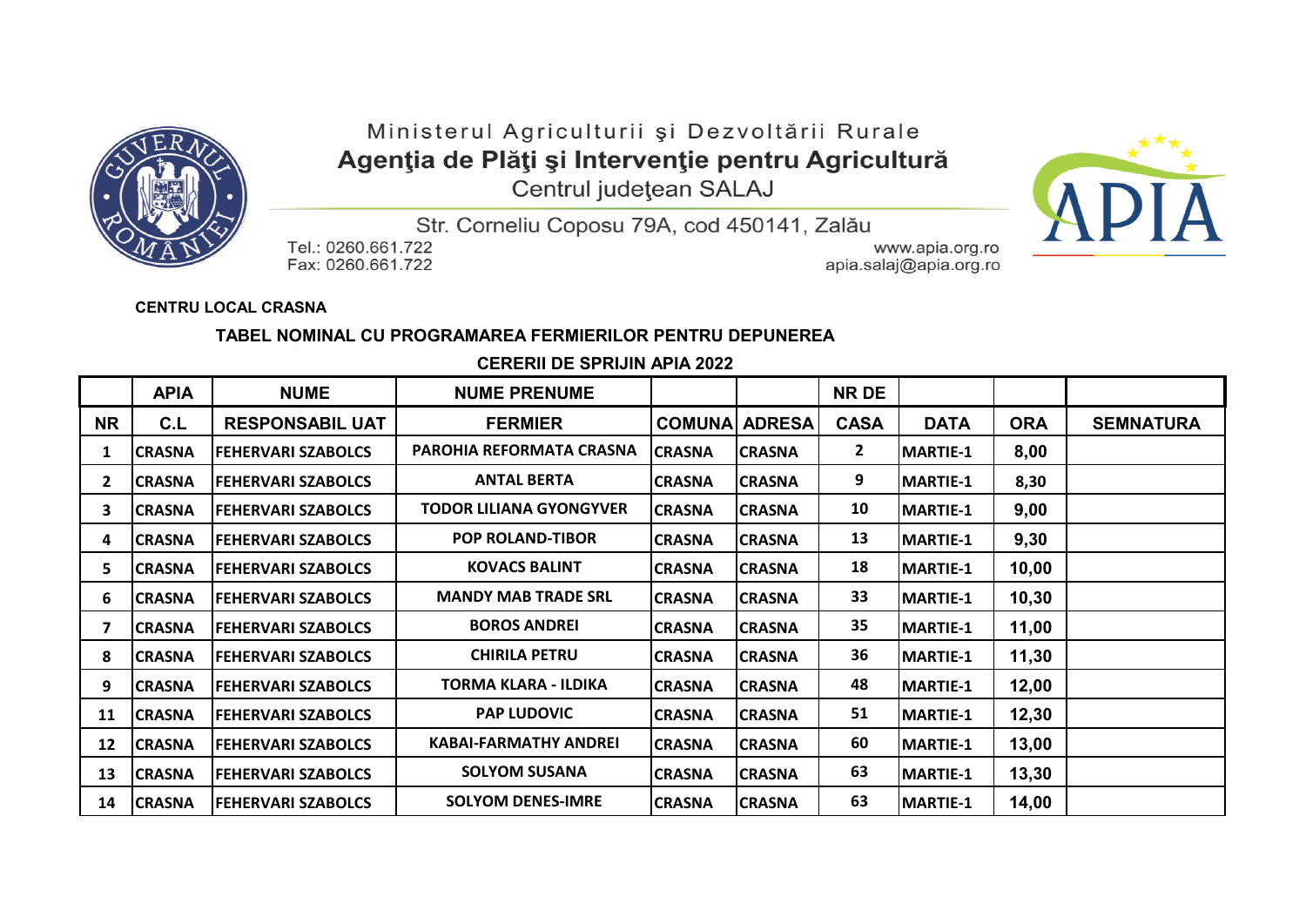Ministerul Agriculturii şi Dezvoltării Rurale

**Agenţia de Plăţi şi Intervenţie pentru Agricultură**

Centrul judeţean SALAJ

Str. Corneliu Coposu 79A, cod 450141, Zalău

Tel.: 0260.661.722
Fax: 0260.661.722

www.apia.org.ro
apia.salaj@apia.org.ro

**CENTRU LOCAL CRASNA**

**TABEL NOMINAL CU PROGRAMAREA FERMIERILOR PENTRU DEPUNEREA CERERII DE SPRIJIN APIA 2022**

| NR | APIA C.L | NUME RESPONSABIL UAT | NUME PRENUME FERMIER | COMUNA | ADRESA | NR DE CASA | DATA | ORA | SEMNATURA |
|---|---|---|---|---|---|---|---|---|---|
| 1 | CRASNA | FEHERVARI SZABOLCS | PAROHIA REFORMATA CRASNA | CRASNA | CRASNA | 2 | MARTIE-1 | 8,00 | |
| 2 | CRASNA | FEHERVARI SZABOLCS | ANTAL BERTA | CRASNA | CRASNA | 9 | MARTIE-1 | 8,30 | |
| 3 | CRASNA | FEHERVARI SZABOLCS | TODOR LILIANA GYONGYVER | CRASNA | CRASNA | 10 | MARTIE-1 | 9,00 | |
| 4 | CRASNA | FEHERVARI SZABOLCS | POP ROLAND-TIBOR | CRASNA | CRASNA | 13 | MARTIE-1 | 9,30 | |
| 5 | CRASNA | FEHERVARI SZABOLCS | KOVACS BALINT | CRASNA | CRASNA | 18 | MARTIE-1 | 10,00 | |
| 6 | CRASNA | FEHERVARI SZABOLCS | MANDY MAB TRADE SRL | CRASNA | CRASNA | 33 | MARTIE-1 | 10,30 | |
| 7 | CRASNA | FEHERVARI SZABOLCS | BOROS ANDREI | CRASNA | CRASNA | 35 | MARTIE-1 | 11,00 | |
| 8 | CRASNA | FEHERVARI SZABOLCS | CHIRILA PETRU | CRASNA | CRASNA | 36 | MARTIE-1 | 11,30 | |
| 9 | CRASNA | FEHERVARI SZABOLCS | TORMA KLARA - ILDIKA | CRASNA | CRASNA | 48 | MARTIE-1 | 12,00 | |
| 11 | CRASNA | FEHERVARI SZABOLCS | PAP LUDOVIC | CRASNA | CRASNA | 51 | MARTIE-1 | 12,30 | |
| 12 | CRASNA | FEHERVARI SZABOLCS | KABAI-FARMATHY ANDREI | CRASNA | CRASNA | 60 | MARTIE-1 | 13,00 | |
| 13 | CRASNA | FEHERVARI SZABOLCS | SOLYOM SUSANA | CRASNA | CRASNA | 63 | MARTIE-1 | 13,30 | |
| 14 | CRASNA | FEHERVARI SZABOLCS | SOLYOM DENES-IMRE | CRASNA | CRASNA | 63 | MARTIE-1 | 14,00 | |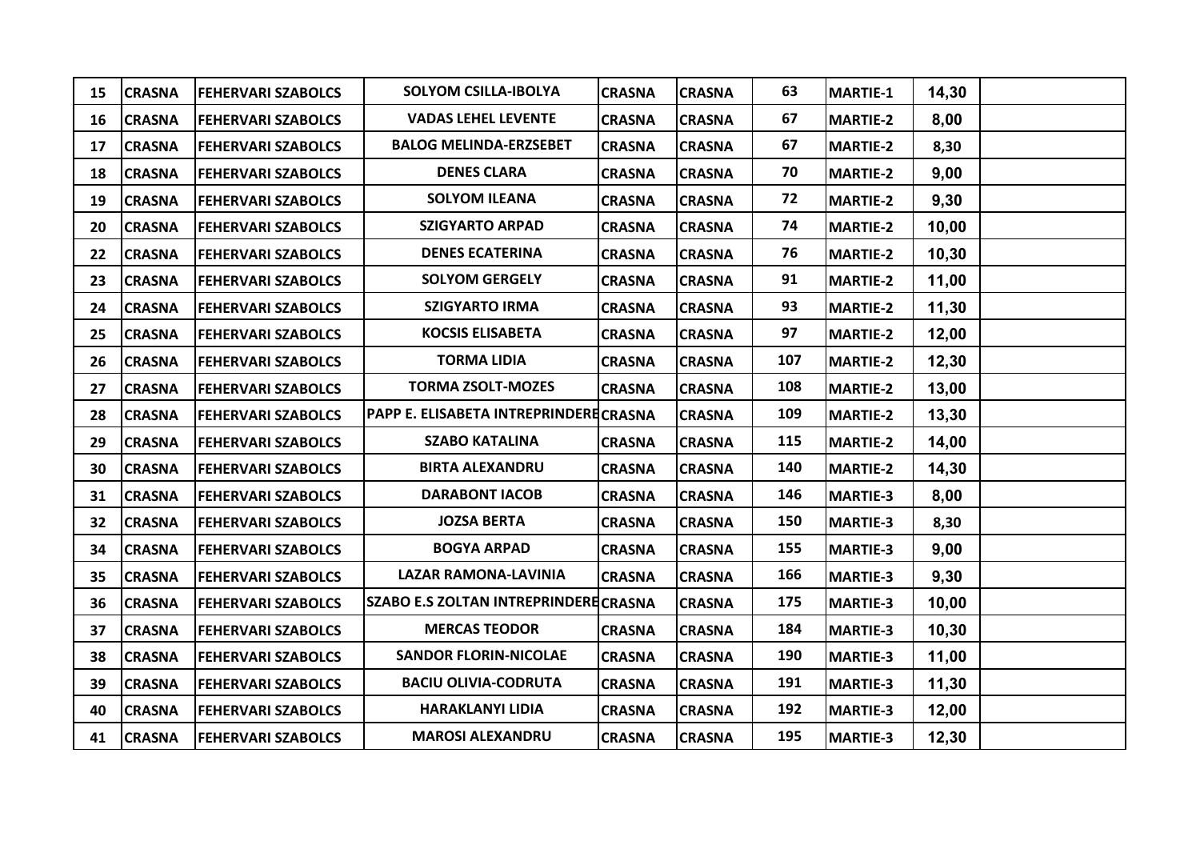| 15 | CRASNA | FEHERVARI SZABOLCS | SOLYOM CSILLA-IBOLYA | CRASNA | CRASNA | 63 | MARTIE-1 | 14,30 | |
|---|---|---|---|---|---|---|---|---|---|
| 16 | CRASNA | FEHERVARI SZABOLCS | VADAS LEHEL LEVENTE | CRASNA | CRASNA | 67 | MARTIE-2 | 8,00 | |
| 17 | CRASNA | FEHERVARI SZABOLCS | BALOG MELINDA-ERZSEBET | CRASNA | CRASNA | 67 | MARTIE-2 | 8,30 | |
| 18 | CRASNA | FEHERVARI SZABOLCS | DENES CLARA | CRASNA | CRASNA | 70 | MARTIE-2 | 9,00 | |
| 19 | CRASNA | FEHERVARI SZABOLCS | SOLYOM ILEANA | CRASNA | CRASNA | 72 | MARTIE-2 | 9,30 | |
| 20 | CRASNA | FEHERVARI SZABOLCS | SZIGYARTO ARPAD | CRASNA | CRASNA | 74 | MARTIE-2 | 10,00 | |
| 22 | CRASNA | FEHERVARI SZABOLCS | DENES ECATERINA | CRASNA | CRASNA | 76 | MARTIE-2 | 10,30 | |
| 23 | CRASNA | FEHERVARI SZABOLCS | SOLYOM GERGELY | CRASNA | CRASNA | 91 | MARTIE-2 | 11,00 | |
| 24 | CRASNA | FEHERVARI SZABOLCS | SZIGYARTO IRMA | CRASNA | CRASNA | 93 | MARTIE-2 | 11,30 | |
| 25 | CRASNA | FEHERVARI SZABOLCS | KOCSIS ELISABETA | CRASNA | CRASNA | 97 | MARTIE-2 | 12,00 | |
| 26 | CRASNA | FEHERVARI SZABOLCS | TORMA LIDIA | CRASNA | CRASNA | 107 | MARTIE-2 | 12,30 | |
| 27 | CRASNA | FEHERVARI SZABOLCS | TORMA ZSOLT-MOZES | CRASNA | CRASNA | 108 | MARTIE-2 | 13,00 | |
| 28 | CRASNA | FEHERVARI SZABOLCS | PAPP E. ELISABETA INTREPRINDERE | CRASNA | CRASNA | 109 | MARTIE-2 | 13,30 | |
| 29 | CRASNA | FEHERVARI SZABOLCS | SZABO KATALINA | CRASNA | CRASNA | 115 | MARTIE-2 | 14,00 | |
| 30 | CRASNA | FEHERVARI SZABOLCS | BIRTA ALEXANDRU | CRASNA | CRASNA | 140 | MARTIE-2 | 14,30 | |
| 31 | CRASNA | FEHERVARI SZABOLCS | DARABONT IACOB | CRASNA | CRASNA | 146 | MARTIE-3 | 8,00 | |
| 32 | CRASNA | FEHERVARI SZABOLCS | JOZSA BERTA | CRASNA | CRASNA | 150 | MARTIE-3 | 8,30 | |
| 34 | CRASNA | FEHERVARI SZABOLCS | BOGYA ARPAD | CRASNA | CRASNA | 155 | MARTIE-3 | 9,00 | |
| 35 | CRASNA | FEHERVARI SZABOLCS | LAZAR RAMONA-LAVINIA | CRASNA | CRASNA | 166 | MARTIE-3 | 9,30 | |
| 36 | CRASNA | FEHERVARI SZABOLCS | SZABO E.S ZOLTAN INTREPRINDERE | CRASNA | CRASNA | 175 | MARTIE-3 | 10,00 | |
| 37 | CRASNA | FEHERVARI SZABOLCS | MERCAS TEODOR | CRASNA | CRASNA | 184 | MARTIE-3 | 10,30 | |
| 38 | CRASNA | FEHERVARI SZABOLCS | SANDOR FLORIN-NICOLAE | CRASNA | CRASNA | 190 | MARTIE-3 | 11,00 | |
| 39 | CRASNA | FEHERVARI SZABOLCS | BACIU OLIVIA-CODRUTA | CRASNA | CRASNA | 191 | MARTIE-3 | 11,30 | |
| 40 | CRASNA | FEHERVARI SZABOLCS | HARAKLANYI LIDIA | CRASNA | CRASNA | 192 | MARTIE-3 | 12,00 | |
| 41 | CRASNA | FEHERVARI SZABOLCS | MAROSI ALEXANDRU | CRASNA | CRASNA | 195 | MARTIE-3 | 12,30 | |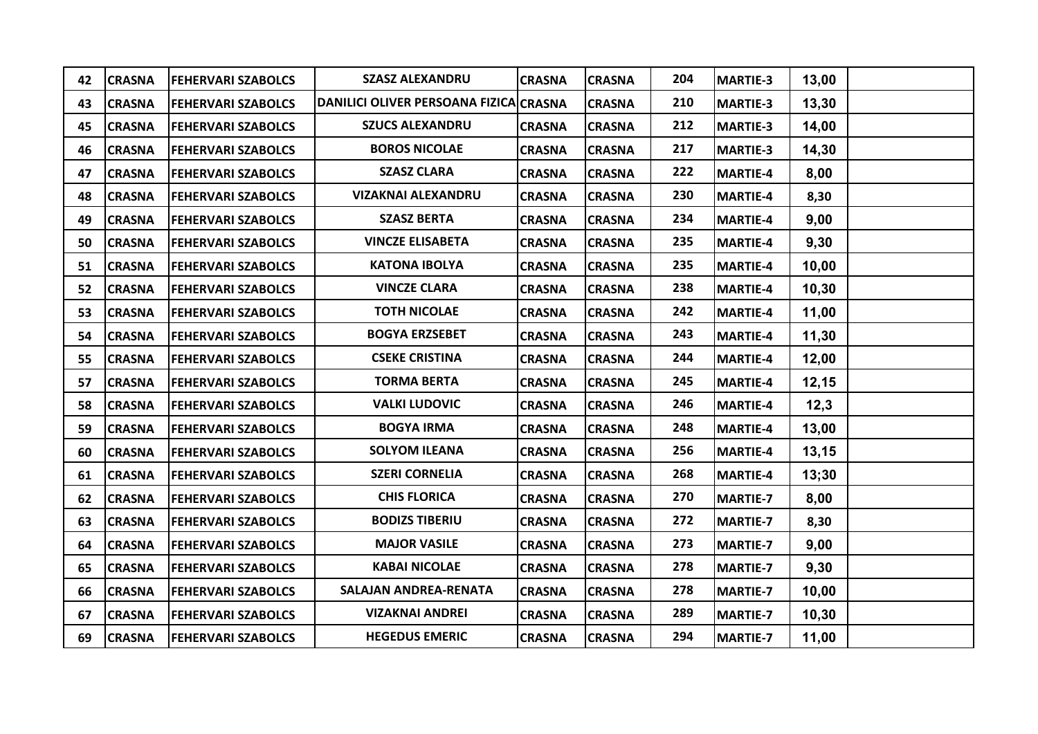| 42 | CRASNA | FEHERVARI SZABOLCS | SZASZ ALEXANDRU | CRASNA | CRASNA | 204 | MARTIE-3 | 13,00 | |
|---|---|---|---|---|---|---|---|---|---|
| 43 | CRASNA | FEHERVARI SZABOLCS | DANILICI OLIVER PERSOANA FIZICA | CRASNA | CRASNA | 210 | MARTIE-3 | 13,30 | |
| 45 | CRASNA | FEHERVARI SZABOLCS | SZUCS ALEXANDRU | CRASNA | CRASNA | 212 | MARTIE-3 | 14,00 | |
| 46 | CRASNA | FEHERVARI SZABOLCS | BOROS NICOLAE | CRASNA | CRASNA | 217 | MARTIE-3 | 14,30 | |
| 47 | CRASNA | FEHERVARI SZABOLCS | SZASZ CLARA | CRASNA | CRASNA | 222 | MARTIE-4 | 8,00 | |
| 48 | CRASNA | FEHERVARI SZABOLCS | VIZAKNAI ALEXANDRU | CRASNA | CRASNA | 230 | MARTIE-4 | 8,30 | |
| 49 | CRASNA | FEHERVARI SZABOLCS | SZASZ BERTA | CRASNA | CRASNA | 234 | MARTIE-4 | 9,00 | |
| 50 | CRASNA | FEHERVARI SZABOLCS | VINCZE ELISABETA | CRASNA | CRASNA | 235 | MARTIE-4 | 9,30 | |
| 51 | CRASNA | FEHERVARI SZABOLCS | KATONA IBOLYA | CRASNA | CRASNA | 235 | MARTIE-4 | 10,00 | |
| 52 | CRASNA | FEHERVARI SZABOLCS | VINCZE CLARA | CRASNA | CRASNA | 238 | MARTIE-4 | 10,30 | |
| 53 | CRASNA | FEHERVARI SZABOLCS | TOTH NICOLAE | CRASNA | CRASNA | 242 | MARTIE-4 | 11,00 | |
| 54 | CRASNA | FEHERVARI SZABOLCS | BOGYA ERZSEBET | CRASNA | CRASNA | 243 | MARTIE-4 | 11,30 | |
| 55 | CRASNA | FEHERVARI SZABOLCS | CSEKE CRISTINA | CRASNA | CRASNA | 244 | MARTIE-4 | 12,00 | |
| 57 | CRASNA | FEHERVARI SZABOLCS | TORMA BERTA | CRASNA | CRASNA | 245 | MARTIE-4 | 12,15 | |
| 58 | CRASNA | FEHERVARI SZABOLCS | VALKI LUDOVIC | CRASNA | CRASNA | 246 | MARTIE-4 | 12,3 | |
| 59 | CRASNA | FEHERVARI SZABOLCS | BOGYA IRMA | CRASNA | CRASNA | 248 | MARTIE-4 | 13,00 | |
| 60 | CRASNA | FEHERVARI SZABOLCS | SOLYOM ILEANA | CRASNA | CRASNA | 256 | MARTIE-4 | 13,15 | |
| 61 | CRASNA | FEHERVARI SZABOLCS | SZERI CORNELIA | CRASNA | CRASNA | 268 | MARTIE-4 | 13;30 | |
| 62 | CRASNA | FEHERVARI SZABOLCS | CHIS FLORICA | CRASNA | CRASNA | 270 | MARTIE-7 | 8,00 | |
| 63 | CRASNA | FEHERVARI SZABOLCS | BODIZS TIBERIU | CRASNA | CRASNA | 272 | MARTIE-7 | 8,30 | |
| 64 | CRASNA | FEHERVARI SZABOLCS | MAJOR VASILE | CRASNA | CRASNA | 273 | MARTIE-7 | 9,00 | |
| 65 | CRASNA | FEHERVARI SZABOLCS | KABAI NICOLAE | CRASNA | CRASNA | 278 | MARTIE-7 | 9,30 | |
| 66 | CRASNA | FEHERVARI SZABOLCS | SALAJAN ANDREA-RENATA | CRASNA | CRASNA | 278 | MARTIE-7 | 10,00 | |
| 67 | CRASNA | FEHERVARI SZABOLCS | VIZAKNAI ANDREI | CRASNA | CRASNA | 289 | MARTIE-7 | 10,30 | |
| 69 | CRASNA | FEHERVARI SZABOLCS | HEGEDUS EMERIC | CRASNA | CRASNA | 294 | MARTIE-7 | 11,00 | |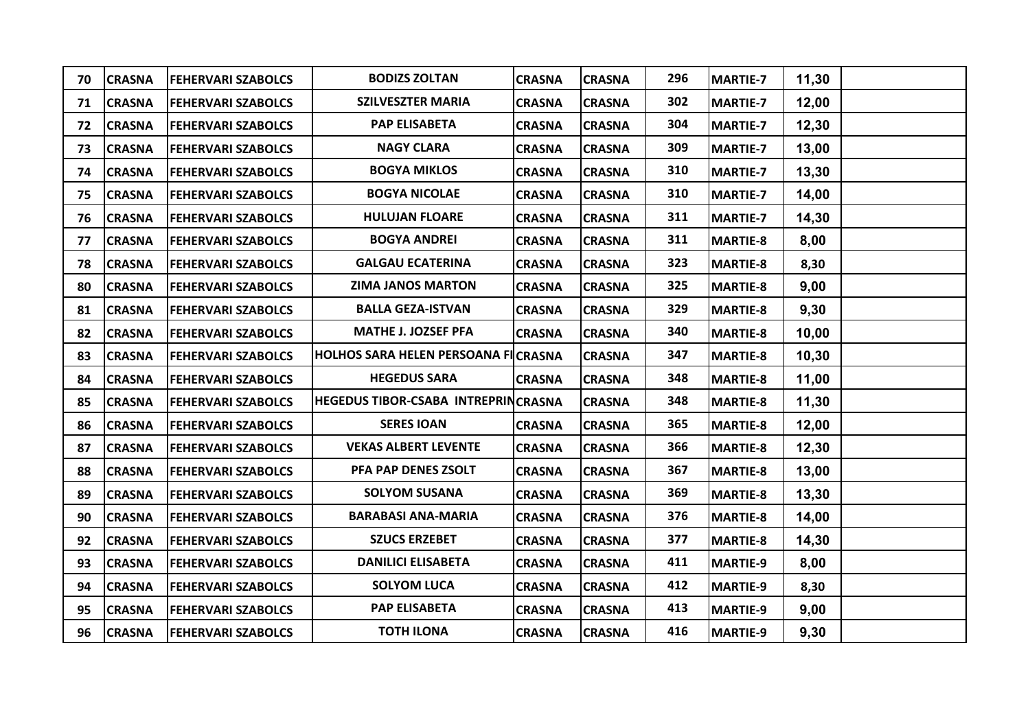| 70 | CRASNA | FEHERVARI SZABOLCS | BODIZS ZOLTAN | CRASNA | CRASNA | 296 | MARTIE-7 | 11,30 | |
|---|---|---|---|---|---|---|---|---|---|
| 71 | CRASNA | FEHERVARI SZABOLCS | SZILVESZTER MARIA | CRASNA | CRASNA | 302 | MARTIE-7 | 12,00 | |
| 72 | CRASNA | FEHERVARI SZABOLCS | PAP ELISABETA | CRASNA | CRASNA | 304 | MARTIE-7 | 12,30 | |
| 73 | CRASNA | FEHERVARI SZABOLCS | NAGY CLARA | CRASNA | CRASNA | 309 | MARTIE-7 | 13,00 | |
| 74 | CRASNA | FEHERVARI SZABOLCS | BOGYA MIKLOS | CRASNA | CRASNA | 310 | MARTIE-7 | 13,30 | |
| 75 | CRASNA | FEHERVARI SZABOLCS | BOGYA NICOLAE | CRASNA | CRASNA | 310 | MARTIE-7 | 14,00 | |
| 76 | CRASNA | FEHERVARI SZABOLCS | HULUJAN FLOARE | CRASNA | CRASNA | 311 | MARTIE-7 | 14,30 | |
| 77 | CRASNA | FEHERVARI SZABOLCS | BOGYA ANDREI | CRASNA | CRASNA | 311 | MARTIE-8 | 8,00 | |
| 78 | CRASNA | FEHERVARI SZABOLCS | GALGAU ECATERINA | CRASNA | CRASNA | 323 | MARTIE-8 | 8,30 | |
| 80 | CRASNA | FEHERVARI SZABOLCS | ZIMA JANOS MARTON | CRASNA | CRASNA | 325 | MARTIE-8 | 9,00 | |
| 81 | CRASNA | FEHERVARI SZABOLCS | BALLA GEZA-ISTVAN | CRASNA | CRASNA | 329 | MARTIE-8 | 9,30 | |
| 82 | CRASNA | FEHERVARI SZABOLCS | MATHE J. JOZSEF PFA | CRASNA | CRASNA | 340 | MARTIE-8 | 10,00 | |
| 83 | CRASNA | FEHERVARI SZABOLCS | HOLHOS SARA HELEN PERSOANA FI | CRASNA | CRASNA | 347 | MARTIE-8 | 10,30 | |
| 84 | CRASNA | FEHERVARI SZABOLCS | HEGEDUS SARA | CRASNA | CRASNA | 348 | MARTIE-8 | 11,00 | |
| 85 | CRASNA | FEHERVARI SZABOLCS | HEGEDUS TIBOR-CSABA INTREPRIN | CRASNA | CRASNA | 348 | MARTIE-8 | 11,30 | |
| 86 | CRASNA | FEHERVARI SZABOLCS | SERES IOAN | CRASNA | CRASNA | 365 | MARTIE-8 | 12,00 | |
| 87 | CRASNA | FEHERVARI SZABOLCS | VEKAS ALBERT LEVENTE | CRASNA | CRASNA | 366 | MARTIE-8 | 12,30 | |
| 88 | CRASNA | FEHERVARI SZABOLCS | PFA PAP DENES ZSOLT | CRASNA | CRASNA | 367 | MARTIE-8 | 13,00 | |
| 89 | CRASNA | FEHERVARI SZABOLCS | SOLYOM SUSANA | CRASNA | CRASNA | 369 | MARTIE-8 | 13,30 | |
| 90 | CRASNA | FEHERVARI SZABOLCS | BARABASI ANA-MARIA | CRASNA | CRASNA | 376 | MARTIE-8 | 14,00 | |
| 92 | CRASNA | FEHERVARI SZABOLCS | SZUCS ERZEBET | CRASNA | CRASNA | 377 | MARTIE-8 | 14,30 | |
| 93 | CRASNA | FEHERVARI SZABOLCS | DANILICI ELISABETA | CRASNA | CRASNA | 411 | MARTIE-9 | 8,00 | |
| 94 | CRASNA | FEHERVARI SZABOLCS | SOLYOM LUCA | CRASNA | CRASNA | 412 | MARTIE-9 | 8,30 | |
| 95 | CRASNA | FEHERVARI SZABOLCS | PAP ELISABETA | CRASNA | CRASNA | 413 | MARTIE-9 | 9,00 | |
| 96 | CRASNA | FEHERVARI SZABOLCS | TOTH ILONA | CRASNA | CRASNA | 416 | MARTIE-9 | 9,30 | |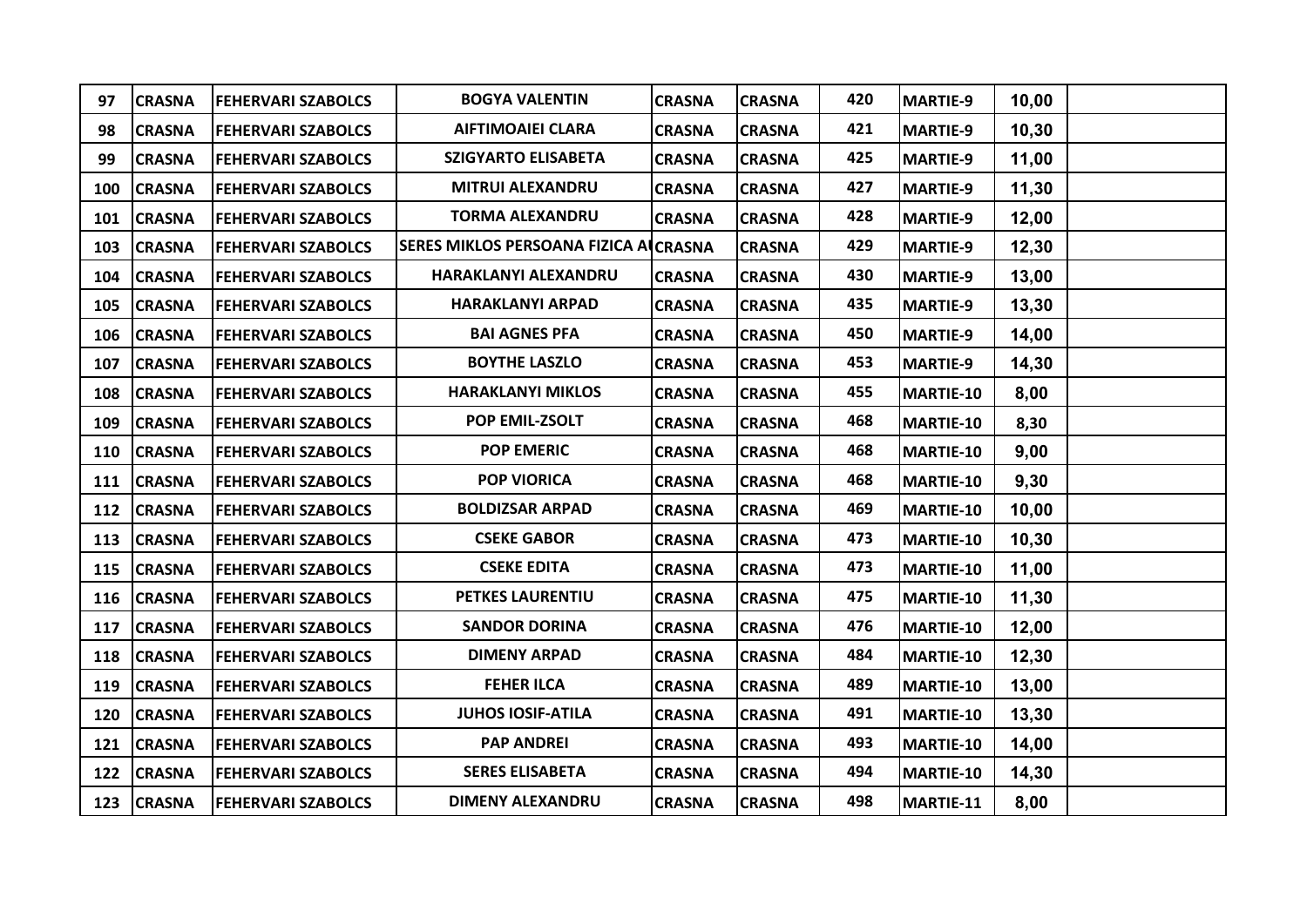| 97 | CRASNA | FEHERVARI SZABOLCS | BOGYA VALENTIN | CRASNA | CRASNA | 420 | MARTIE-9 | 10,00 | |
|---|---|---|---|---|---|---|---|---|---|
| 98 | CRASNA | FEHERVARI SZABOLCS | AIFTIMOAIEI CLARA | CRASNA | CRASNA | 421 | MARTIE-9 | 10,30 | |
| 99 | CRASNA | FEHERVARI SZABOLCS | SZIGYARTO ELISABETA | CRASNA | CRASNA | 425 | MARTIE-9 | 11,00 | |
| 100 | CRASNA | FEHERVARI SZABOLCS | MITRUI ALEXANDRU | CRASNA | CRASNA | 427 | MARTIE-9 | 11,30 | |
| 101 | CRASNA | FEHERVARI SZABOLCS | TORMA ALEXANDRU | CRASNA | CRASNA | 428 | MARTIE-9 | 12,00 | |
| 103 | CRASNA | FEHERVARI SZABOLCS | SERES MIKLOS PERSOANA FIZICA AI | CRASNA | CRASNA | 429 | MARTIE-9 | 12,30 | |
| 104 | CRASNA | FEHERVARI SZABOLCS | HARAKLANYI ALEXANDRU | CRASNA | CRASNA | 430 | MARTIE-9 | 13,00 | |
| 105 | CRASNA | FEHERVARI SZABOLCS | HARAKLANYI ARPAD | CRASNA | CRASNA | 435 | MARTIE-9 | 13,30 | |
| 106 | CRASNA | FEHERVARI SZABOLCS | BAI AGNES PFA | CRASNA | CRASNA | 450 | MARTIE-9 | 14,00 | |
| 107 | CRASNA | FEHERVARI SZABOLCS | BOYTHE LASZLO | CRASNA | CRASNA | 453 | MARTIE-9 | 14,30 | |
| 108 | CRASNA | FEHERVARI SZABOLCS | HARAKLANYI MIKLOS | CRASNA | CRASNA | 455 | MARTIE-10 | 8,00 | |
| 109 | CRASNA | FEHERVARI SZABOLCS | POP EMIL-ZSOLT | CRASNA | CRASNA | 468 | MARTIE-10 | 8,30 | |
| 110 | CRASNA | FEHERVARI SZABOLCS | POP EMERIC | CRASNA | CRASNA | 468 | MARTIE-10 | 9,00 | |
| 111 | CRASNA | FEHERVARI SZABOLCS | POP VIORICA | CRASNA | CRASNA | 468 | MARTIE-10 | 9,30 | |
| 112 | CRASNA | FEHERVARI SZABOLCS | BOLDIZSAR ARPAD | CRASNA | CRASNA | 469 | MARTIE-10 | 10,00 | |
| 113 | CRASNA | FEHERVARI SZABOLCS | CSEKE GABOR | CRASNA | CRASNA | 473 | MARTIE-10 | 10,30 | |
| 115 | CRASNA | FEHERVARI SZABOLCS | CSEKE EDITA | CRASNA | CRASNA | 473 | MARTIE-10 | 11,00 | |
| 116 | CRASNA | FEHERVARI SZABOLCS | PETKES LAURENTIU | CRASNA | CRASNA | 475 | MARTIE-10 | 11,30 | |
| 117 | CRASNA | FEHERVARI SZABOLCS | SANDOR DORINA | CRASNA | CRASNA | 476 | MARTIE-10 | 12,00 | |
| 118 | CRASNA | FEHERVARI SZABOLCS | DIMENY ARPAD | CRASNA | CRASNA | 484 | MARTIE-10 | 12,30 | |
| 119 | CRASNA | FEHERVARI SZABOLCS | FEHER ILCA | CRASNA | CRASNA | 489 | MARTIE-10 | 13,00 | |
| 120 | CRASNA | FEHERVARI SZABOLCS | JUHOS IOSIF-ATILA | CRASNA | CRASNA | 491 | MARTIE-10 | 13,30 | |
| 121 | CRASNA | FEHERVARI SZABOLCS | PAP ANDREI | CRASNA | CRASNA | 493 | MARTIE-10 | 14,00 | |
| 122 | CRASNA | FEHERVARI SZABOLCS | SERES ELISABETA | CRASNA | CRASNA | 494 | MARTIE-10 | 14,30 | |
| 123 | CRASNA | FEHERVARI SZABOLCS | DIMENY ALEXANDRU | CRASNA | CRASNA | 498 | MARTIE-11 | 8,00 | |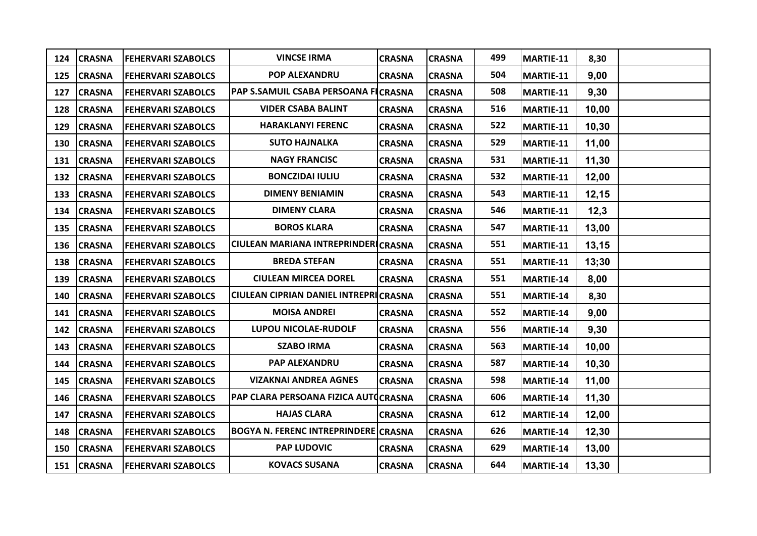| 124 | CRASNA | FEHERVARI SZABOLCS | VINCSE IRMA | CRASNA | CRASNA | 499 | MARTIE-11 | 8,30 | |
|---|---|---|---|---|---|---|---|---|---|
| 125 | CRASNA | FEHERVARI SZABOLCS | POP ALEXANDRU | CRASNA | CRASNA | 504 | MARTIE-11 | 9,00 | |
| 127 | CRASNA | FEHERVARI SZABOLCS | PAP S.SAMUIL CSABA PERSOANA FI | CRASNA | CRASNA | 508 | MARTIE-11 | 9,30 | |
| 128 | CRASNA | FEHERVARI SZABOLCS | VIDER CSABA BALINT | CRASNA | CRASNA | 516 | MARTIE-11 | 10,00 | |
| 129 | CRASNA | FEHERVARI SZABOLCS | HARAKLANYI FERENC | CRASNA | CRASNA | 522 | MARTIE-11 | 10,30 | |
| 130 | CRASNA | FEHERVARI SZABOLCS | SUTO HAJNALKA | CRASNA | CRASNA | 529 | MARTIE-11 | 11,00 | |
| 131 | CRASNA | FEHERVARI SZABOLCS | NAGY FRANCISC | CRASNA | CRASNA | 531 | MARTIE-11 | 11,30 | |
| 132 | CRASNA | FEHERVARI SZABOLCS | BONCZIDAI IULIU | CRASNA | CRASNA | 532 | MARTIE-11 | 12,00 | |
| 133 | CRASNA | FEHERVARI SZABOLCS | DIMENY BENIAMIN | CRASNA | CRASNA | 543 | MARTIE-11 | 12,15 | |
| 134 | CRASNA | FEHERVARI SZABOLCS | DIMENY CLARA | CRASNA | CRASNA | 546 | MARTIE-11 | 12,3 | |
| 135 | CRASNA | FEHERVARI SZABOLCS | BOROS KLARA | CRASNA | CRASNA | 547 | MARTIE-11 | 13,00 | |
| 136 | CRASNA | FEHERVARI SZABOLCS | CIULEAN MARIANA INTREPRINDERI | CRASNA | CRASNA | 551 | MARTIE-11 | 13,15 | |
| 138 | CRASNA | FEHERVARI SZABOLCS | BREDA STEFAN | CRASNA | CRASNA | 551 | MARTIE-11 | 13;30 | |
| 139 | CRASNA | FEHERVARI SZABOLCS | CIULEAN MIRCEA DOREL | CRASNA | CRASNA | 551 | MARTIE-14 | 8,00 | |
| 140 | CRASNA | FEHERVARI SZABOLCS | CIULEAN CIPRIAN DANIEL INTREPRI | CRASNA | CRASNA | 551 | MARTIE-14 | 8,30 | |
| 141 | CRASNA | FEHERVARI SZABOLCS | MOISA ANDREI | CRASNA | CRASNA | 552 | MARTIE-14 | 9,00 | |
| 142 | CRASNA | FEHERVARI SZABOLCS | LUPOU NICOLAE-RUDOLF | CRASNA | CRASNA | 556 | MARTIE-14 | 9,30 | |
| 143 | CRASNA | FEHERVARI SZABOLCS | SZABO IRMA | CRASNA | CRASNA | 563 | MARTIE-14 | 10,00 | |
| 144 | CRASNA | FEHERVARI SZABOLCS | PAP ALEXANDRU | CRASNA | CRASNA | 587 | MARTIE-14 | 10,30 | |
| 145 | CRASNA | FEHERVARI SZABOLCS | VIZAKNAI ANDREA AGNES | CRASNA | CRASNA | 598 | MARTIE-14 | 11,00 | |
| 146 | CRASNA | FEHERVARI SZABOLCS | PAP CLARA PERSOANA FIZICA AUTO | CRASNA | CRASNA | 606 | MARTIE-14 | 11,30 | |
| 147 | CRASNA | FEHERVARI SZABOLCS | HAJAS CLARA | CRASNA | CRASNA | 612 | MARTIE-14 | 12,00 | |
| 148 | CRASNA | FEHERVARI SZABOLCS | BOGYA N. FERENC INTREPRINDERE | CRASNA | CRASNA | 626 | MARTIE-14 | 12,30 | |
| 150 | CRASNA | FEHERVARI SZABOLCS | PAP LUDOVIC | CRASNA | CRASNA | 629 | MARTIE-14 | 13,00 | |
| 151 | CRASNA | FEHERVARI SZABOLCS | KOVACS SUSANA | CRASNA | CRASNA | 644 | MARTIE-14 | 13,30 | |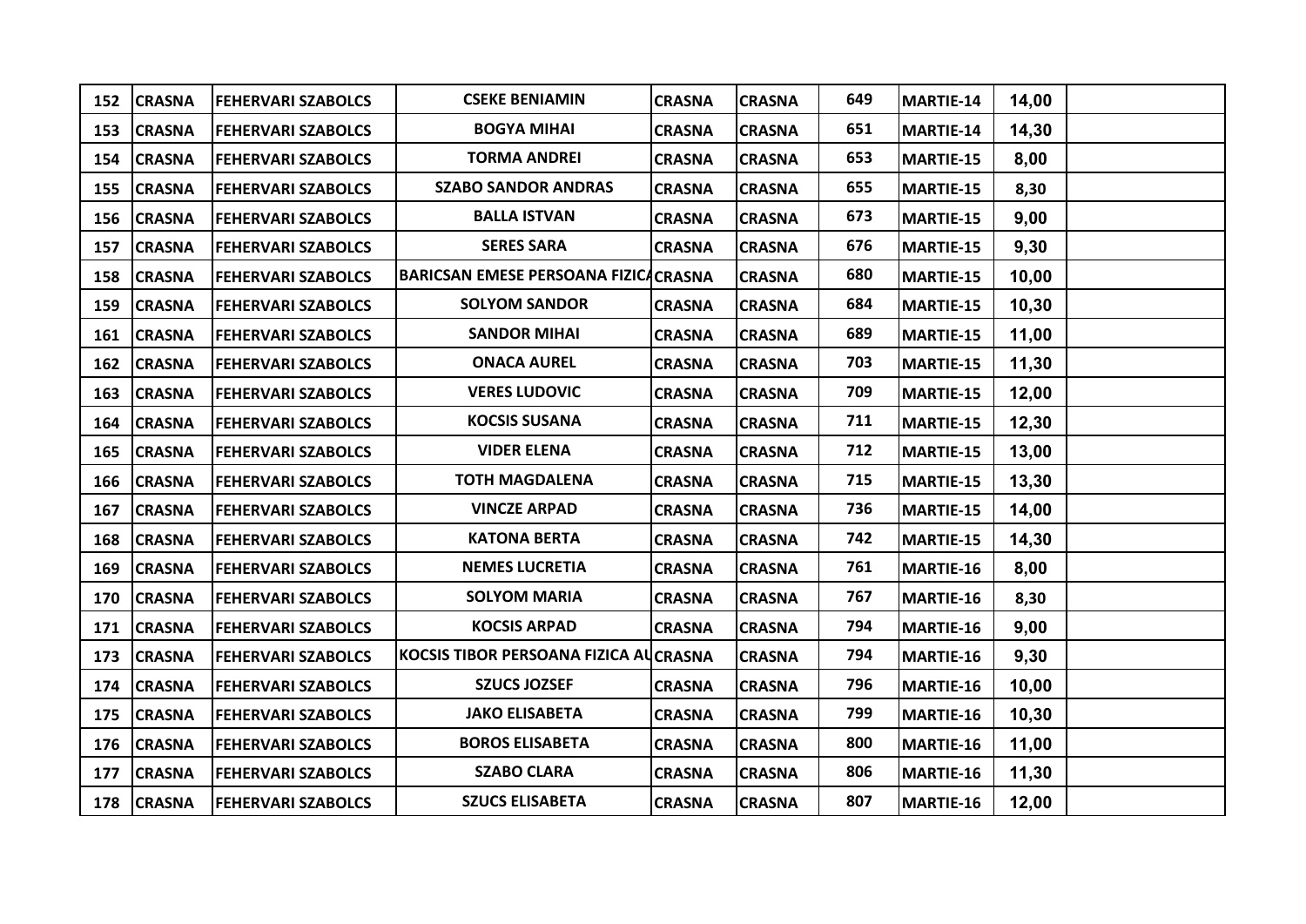| 152 | CRASNA | FEHERVARI SZABOLCS | CSEKE BENIAMIN | CRASNA | CRASNA | 649 | MARTIE-14 | 14,00 | |
|---|---|---|---|---|---|---|---|---|---|
| 153 | CRASNA | FEHERVARI SZABOLCS | BOGYA MIHAI | CRASNA | CRASNA | 651 | MARTIE-14 | 14,30 | |
| 154 | CRASNA | FEHERVARI SZABOLCS | TORMA ANDREI | CRASNA | CRASNA | 653 | MARTIE-15 | 8,00 | |
| 155 | CRASNA | FEHERVARI SZABOLCS | SZABO SANDOR ANDRAS | CRASNA | CRASNA | 655 | MARTIE-15 | 8,30 | |
| 156 | CRASNA | FEHERVARI SZABOLCS | BALLA ISTVAN | CRASNA | CRASNA | 673 | MARTIE-15 | 9,00 | |
| 157 | CRASNA | FEHERVARI SZABOLCS | SERES SARA | CRASNA | CRASNA | 676 | MARTIE-15 | 9,30 | |
| 158 | CRASNA | FEHERVARI SZABOLCS | BARICSAN EMESE PERSOANA FIZICA | CRASNA | CRASNA | 680 | MARTIE-15 | 10,00 | |
| 159 | CRASNA | FEHERVARI SZABOLCS | SOLYOM SANDOR | CRASNA | CRASNA | 684 | MARTIE-15 | 10,30 | |
| 161 | CRASNA | FEHERVARI SZABOLCS | SANDOR MIHAI | CRASNA | CRASNA | 689 | MARTIE-15 | 11,00 | |
| 162 | CRASNA | FEHERVARI SZABOLCS | ONACA AUREL | CRASNA | CRASNA | 703 | MARTIE-15 | 11,30 | |
| 163 | CRASNA | FEHERVARI SZABOLCS | VERES LUDOVIC | CRASNA | CRASNA | 709 | MARTIE-15 | 12,00 | |
| 164 | CRASNA | FEHERVARI SZABOLCS | KOCSIS SUSANA | CRASNA | CRASNA | 711 | MARTIE-15 | 12,30 | |
| 165 | CRASNA | FEHERVARI SZABOLCS | VIDER ELENA | CRASNA | CRASNA | 712 | MARTIE-15 | 13,00 | |
| 166 | CRASNA | FEHERVARI SZABOLCS | TOTH MAGDALENA | CRASNA | CRASNA | 715 | MARTIE-15 | 13,30 | |
| 167 | CRASNA | FEHERVARI SZABOLCS | VINCZE ARPAD | CRASNA | CRASNA | 736 | MARTIE-15 | 14,00 | |
| 168 | CRASNA | FEHERVARI SZABOLCS | KATONA BERTA | CRASNA | CRASNA | 742 | MARTIE-15 | 14,30 | |
| 169 | CRASNA | FEHERVARI SZABOLCS | NEMES LUCRETIA | CRASNA | CRASNA | 761 | MARTIE-16 | 8,00 | |
| 170 | CRASNA | FEHERVARI SZABOLCS | SOLYOM MARIA | CRASNA | CRASNA | 767 | MARTIE-16 | 8,30 | |
| 171 | CRASNA | FEHERVARI SZABOLCS | KOCSIS ARPAD | CRASNA | CRASNA | 794 | MARTIE-16 | 9,00 | |
| 173 | CRASNA | FEHERVARI SZABOLCS | KOCSIS TIBOR PERSOANA FIZICA AU | CRASNA | CRASNA | 794 | MARTIE-16 | 9,30 | |
| 174 | CRASNA | FEHERVARI SZABOLCS | SZUCS JOZSEF | CRASNA | CRASNA | 796 | MARTIE-16 | 10,00 | |
| 175 | CRASNA | FEHERVARI SZABOLCS | JAKO ELISABETA | CRASNA | CRASNA | 799 | MARTIE-16 | 10,30 | |
| 176 | CRASNA | FEHERVARI SZABOLCS | BOROS ELISABETA | CRASNA | CRASNA | 800 | MARTIE-16 | 11,00 | |
| 177 | CRASNA | FEHERVARI SZABOLCS | SZABO CLARA | CRASNA | CRASNA | 806 | MARTIE-16 | 11,30 | |
| 178 | CRASNA | FEHERVARI SZABOLCS | SZUCS ELISABETA | CRASNA | CRASNA | 807 | MARTIE-16 | 12,00 | |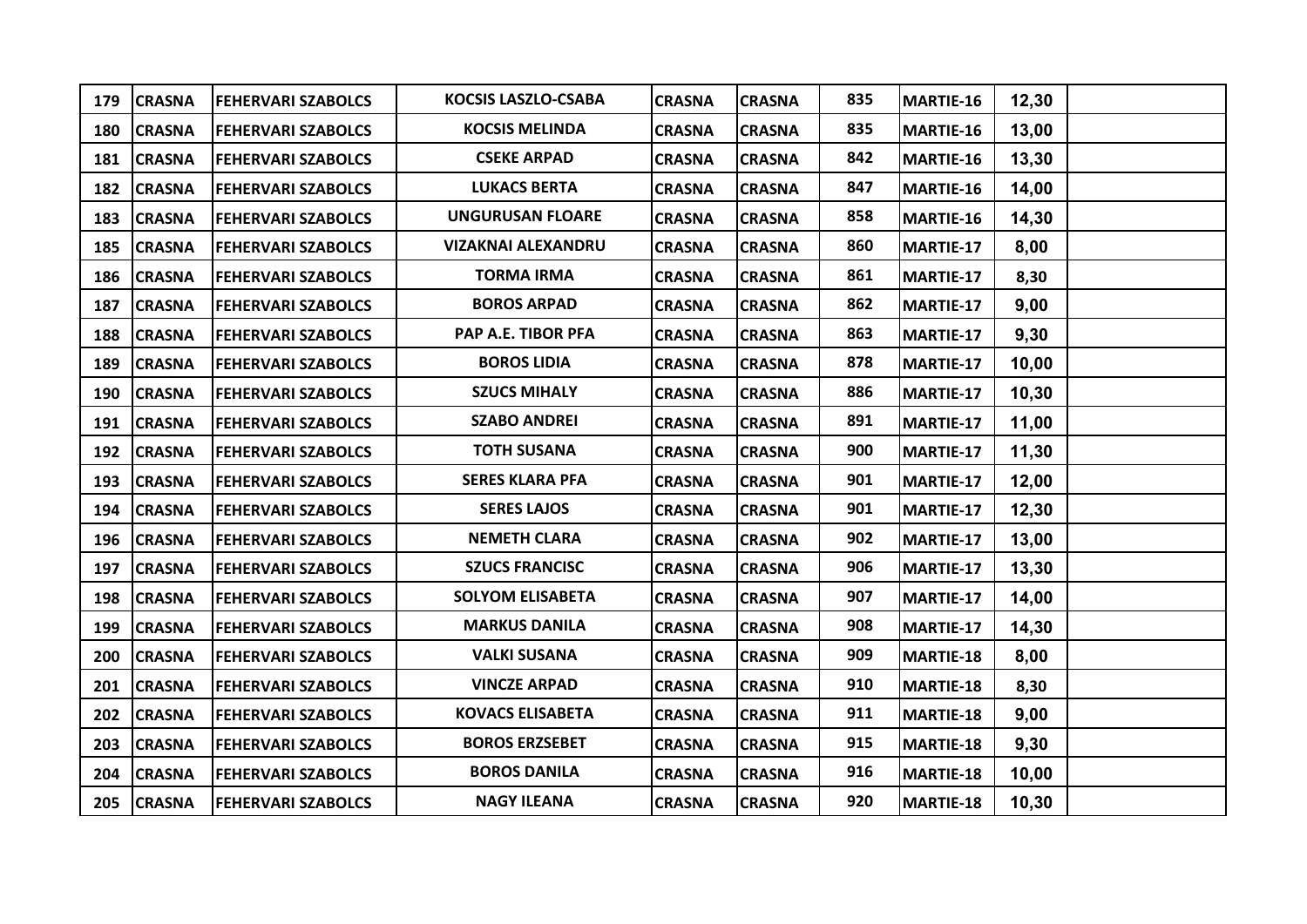| 179 | CRASNA | FEHERVARI SZABOLCS | KOCSIS LASZLO-CSABA | CRASNA | CRASNA | 835 | MARTIE-16 | 12,30 | |
|---|---|---|---|---|---|---|---|---|---|
| 180 | CRASNA | FEHERVARI SZABOLCS | KOCSIS MELINDA | CRASNA | CRASNA | 835 | MARTIE-16 | 13,00 | |
| 181 | CRASNA | FEHERVARI SZABOLCS | CSEKE ARPAD | CRASNA | CRASNA | 842 | MARTIE-16 | 13,30 | |
| 182 | CRASNA | FEHERVARI SZABOLCS | LUKACS BERTA | CRASNA | CRASNA | 847 | MARTIE-16 | 14,00 | |
| 183 | CRASNA | FEHERVARI SZABOLCS | UNGURUSAN FLOARE | CRASNA | CRASNA | 858 | MARTIE-16 | 14,30 | |
| 185 | CRASNA | FEHERVARI SZABOLCS | VIZAKNAI ALEXANDRU | CRASNA | CRASNA | 860 | MARTIE-17 | 8,00 | |
| 186 | CRASNA | FEHERVARI SZABOLCS | TORMA IRMA | CRASNA | CRASNA | 861 | MARTIE-17 | 8,30 | |
| 187 | CRASNA | FEHERVARI SZABOLCS | BOROS ARPAD | CRASNA | CRASNA | 862 | MARTIE-17 | 9,00 | |
| 188 | CRASNA | FEHERVARI SZABOLCS | PAP A.E. TIBOR PFA | CRASNA | CRASNA | 863 | MARTIE-17 | 9,30 | |
| 189 | CRASNA | FEHERVARI SZABOLCS | BOROS LIDIA | CRASNA | CRASNA | 878 | MARTIE-17 | 10,00 | |
| 190 | CRASNA | FEHERVARI SZABOLCS | SZUCS MIHALY | CRASNA | CRASNA | 886 | MARTIE-17 | 10,30 | |
| 191 | CRASNA | FEHERVARI SZABOLCS | SZABO ANDREI | CRASNA | CRASNA | 891 | MARTIE-17 | 11,00 | |
| 192 | CRASNA | FEHERVARI SZABOLCS | TOTH SUSANA | CRASNA | CRASNA | 900 | MARTIE-17 | 11,30 | |
| 193 | CRASNA | FEHERVARI SZABOLCS | SERES KLARA PFA | CRASNA | CRASNA | 901 | MARTIE-17 | 12,00 | |
| 194 | CRASNA | FEHERVARI SZABOLCS | SERES LAJOS | CRASNA | CRASNA | 901 | MARTIE-17 | 12,30 | |
| 196 | CRASNA | FEHERVARI SZABOLCS | NEMETH CLARA | CRASNA | CRASNA | 902 | MARTIE-17 | 13,00 | |
| 197 | CRASNA | FEHERVARI SZABOLCS | SZUCS FRANCISC | CRASNA | CRASNA | 906 | MARTIE-17 | 13,30 | |
| 198 | CRASNA | FEHERVARI SZABOLCS | SOLYOM ELISABETA | CRASNA | CRASNA | 907 | MARTIE-17 | 14,00 | |
| 199 | CRASNA | FEHERVARI SZABOLCS | MARKUS DANILA | CRASNA | CRASNA | 908 | MARTIE-17 | 14,30 | |
| 200 | CRASNA | FEHERVARI SZABOLCS | VALKI SUSANA | CRASNA | CRASNA | 909 | MARTIE-18 | 8,00 | |
| 201 | CRASNA | FEHERVARI SZABOLCS | VINCZE ARPAD | CRASNA | CRASNA | 910 | MARTIE-18 | 8,30 | |
| 202 | CRASNA | FEHERVARI SZABOLCS | KOVACS ELISABETA | CRASNA | CRASNA | 911 | MARTIE-18 | 9,00 | |
| 203 | CRASNA | FEHERVARI SZABOLCS | BOROS ERZSEBET | CRASNA | CRASNA | 915 | MARTIE-18 | 9,30 | |
| 204 | CRASNA | FEHERVARI SZABOLCS | BOROS DANILA | CRASNA | CRASNA | 916 | MARTIE-18 | 10,00 | |
| 205 | CRASNA | FEHERVARI SZABOLCS | NAGY ILEANA | CRASNA | CRASNA | 920 | MARTIE-18 | 10,30 | |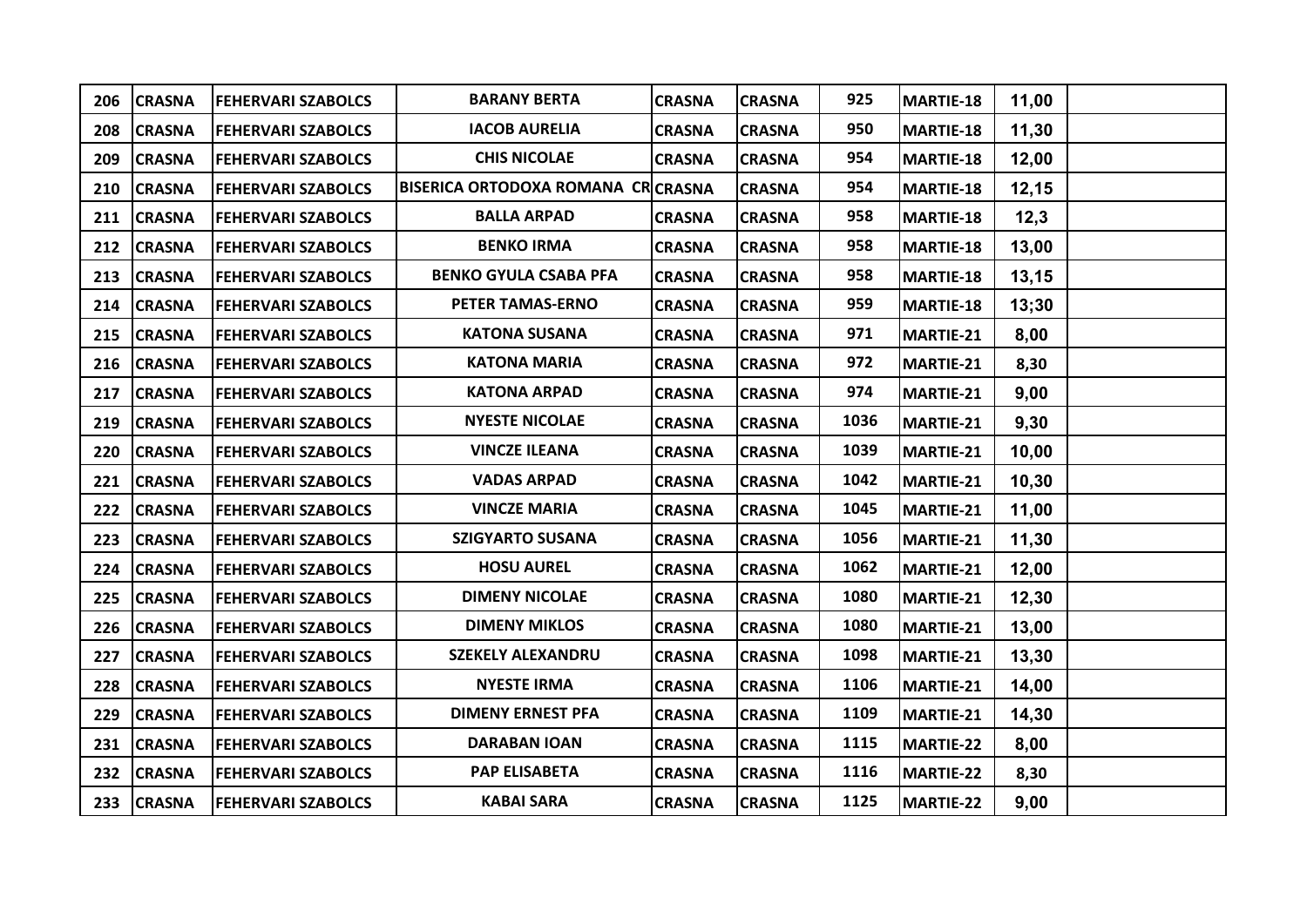| | | | | | | | | | |
|---|---|---|---|---|---|---|---|---|---|
| 206 | CRASNA | FEHERVARI SZABOLCS | BARANY BERTA | CRASNA | CRASNA | 925 | MARTIE-18 | 11,00 | |
| 208 | CRASNA | FEHERVARI SZABOLCS | IACOB AURELIA | CRASNA | CRASNA | 950 | MARTIE-18 | 11,30 | |
| 209 | CRASNA | FEHERVARI SZABOLCS | CHIS NICOLAE | CRASNA | CRASNA | 954 | MARTIE-18 | 12,00 | |
| 210 | CRASNA | FEHERVARI SZABOLCS | BISERICA ORTODOXA ROMANA CR | CRASNA | CRASNA | 954 | MARTIE-18 | 12,15 | |
| 211 | CRASNA | FEHERVARI SZABOLCS | BALLA ARPAD | CRASNA | CRASNA | 958 | MARTIE-18 | 12,3 | |
| 212 | CRASNA | FEHERVARI SZABOLCS | BENKO IRMA | CRASNA | CRASNA | 958 | MARTIE-18 | 13,00 | |
| 213 | CRASNA | FEHERVARI SZABOLCS | BENKO GYULA CSABA PFA | CRASNA | CRASNA | 958 | MARTIE-18 | 13,15 | |
| 214 | CRASNA | FEHERVARI SZABOLCS | PETER TAMAS-ERNO | CRASNA | CRASNA | 959 | MARTIE-18 | 13;30 | |
| 215 | CRASNA | FEHERVARI SZABOLCS | KATONA SUSANA | CRASNA | CRASNA | 971 | MARTIE-21 | 8,00 | |
| 216 | CRASNA | FEHERVARI SZABOLCS | KATONA MARIA | CRASNA | CRASNA | 972 | MARTIE-21 | 8,30 | |
| 217 | CRASNA | FEHERVARI SZABOLCS | KATONA ARPAD | CRASNA | CRASNA | 974 | MARTIE-21 | 9,00 | |
| 219 | CRASNA | FEHERVARI SZABOLCS | NYESTE NICOLAE | CRASNA | CRASNA | 1036 | MARTIE-21 | 9,30 | |
| 220 | CRASNA | FEHERVARI SZABOLCS | VINCZE ILEANA | CRASNA | CRASNA | 1039 | MARTIE-21 | 10,00 | |
| 221 | CRASNA | FEHERVARI SZABOLCS | VADAS ARPAD | CRASNA | CRASNA | 1042 | MARTIE-21 | 10,30 | |
| 222 | CRASNA | FEHERVARI SZABOLCS | VINCZE MARIA | CRASNA | CRASNA | 1045 | MARTIE-21 | 11,00 | |
| 223 | CRASNA | FEHERVARI SZABOLCS | SZIGYARTO SUSANA | CRASNA | CRASNA | 1056 | MARTIE-21 | 11,30 | |
| 224 | CRASNA | FEHERVARI SZABOLCS | HOSU AUREL | CRASNA | CRASNA | 1062 | MARTIE-21 | 12,00 | |
| 225 | CRASNA | FEHERVARI SZABOLCS | DIMENY NICOLAE | CRASNA | CRASNA | 1080 | MARTIE-21 | 12,30 | |
| 226 | CRASNA | FEHERVARI SZABOLCS | DIMENY MIKLOS | CRASNA | CRASNA | 1080 | MARTIE-21 | 13,00 | |
| 227 | CRASNA | FEHERVARI SZABOLCS | SZEKELY ALEXANDRU | CRASNA | CRASNA | 1098 | MARTIE-21 | 13,30 | |
| 228 | CRASNA | FEHERVARI SZABOLCS | NYESTE IRMA | CRASNA | CRASNA | 1106 | MARTIE-21 | 14,00 | |
| 229 | CRASNA | FEHERVARI SZABOLCS | DIMENY ERNEST PFA | CRASNA | CRASNA | 1109 | MARTIE-21 | 14,30 | |
| 231 | CRASNA | FEHERVARI SZABOLCS | DARABAN IOAN | CRASNA | CRASNA | 1115 | MARTIE-22 | 8,00 | |
| 232 | CRASNA | FEHERVARI SZABOLCS | PAP ELISABETA | CRASNA | CRASNA | 1116 | MARTIE-22 | 8,30 | |
| 233 | CRASNA | FEHERVARI SZABOLCS | KABAI SARA | CRASNA | CRASNA | 1125 | MARTIE-22 | 9,00 | |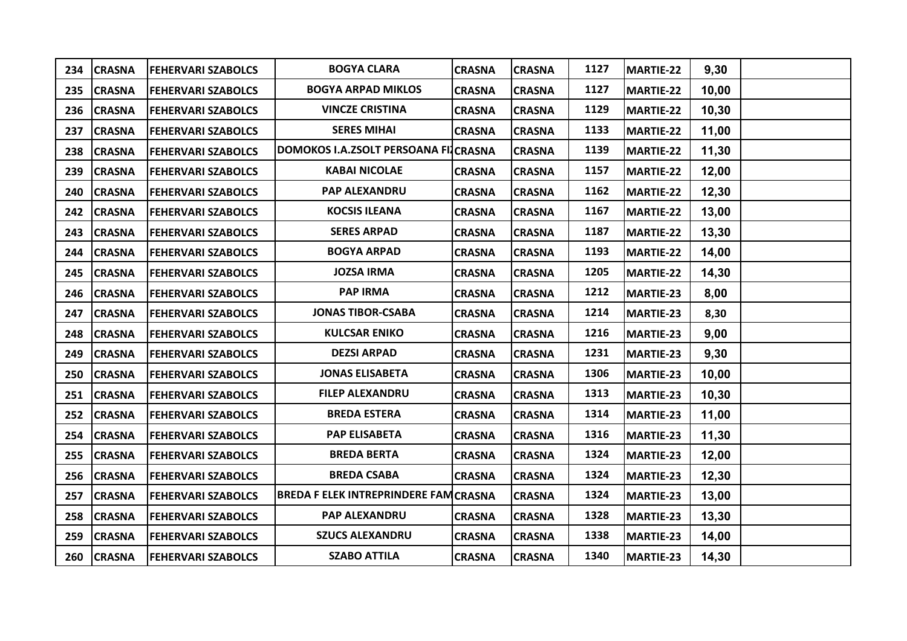| | | | | | | | | | |
|---|---|---|---|---|---|---|---|---|---|
| 234 | CRASNA | FEHERVARI SZABOLCS | BOGYA CLARA | CRASNA | CRASNA | 1127 | MARTIE-22 | 9,30 | |
| 235 | CRASNA | FEHERVARI SZABOLCS | BOGYA ARPAD MIKLOS | CRASNA | CRASNA | 1127 | MARTIE-22 | 10,00 | |
| 236 | CRASNA | FEHERVARI SZABOLCS | VINCZE CRISTINA | CRASNA | CRASNA | 1129 | MARTIE-22 | 10,30 | |
| 237 | CRASNA | FEHERVARI SZABOLCS | SERES MIHAI | CRASNA | CRASNA | 1133 | MARTIE-22 | 11,00 | |
| 238 | CRASNA | FEHERVARI SZABOLCS | DOMOKOS I.A.ZSOLT PERSOANA FI | CRASNA | CRASNA | 1139 | MARTIE-22 | 11,30 | |
| 239 | CRASNA | FEHERVARI SZABOLCS | KABAI NICOLAE | CRASNA | CRASNA | 1157 | MARTIE-22 | 12,00 | |
| 240 | CRASNA | FEHERVARI SZABOLCS | PAP ALEXANDRU | CRASNA | CRASNA | 1162 | MARTIE-22 | 12,30 | |
| 242 | CRASNA | FEHERVARI SZABOLCS | KOCSIS ILEANA | CRASNA | CRASNA | 1167 | MARTIE-22 | 13,00 | |
| 243 | CRASNA | FEHERVARI SZABOLCS | SERES ARPAD | CRASNA | CRASNA | 1187 | MARTIE-22 | 13,30 | |
| 244 | CRASNA | FEHERVARI SZABOLCS | BOGYA ARPAD | CRASNA | CRASNA | 1193 | MARTIE-22 | 14,00 | |
| 245 | CRASNA | FEHERVARI SZABOLCS | JOZSA IRMA | CRASNA | CRASNA | 1205 | MARTIE-22 | 14,30 | |
| 246 | CRASNA | FEHERVARI SZABOLCS | PAP IRMA | CRASNA | CRASNA | 1212 | MARTIE-23 | 8,00 | |
| 247 | CRASNA | FEHERVARI SZABOLCS | JONAS TIBOR-CSABA | CRASNA | CRASNA | 1214 | MARTIE-23 | 8,30 | |
| 248 | CRASNA | FEHERVARI SZABOLCS | KULCSAR ENIKO | CRASNA | CRASNA | 1216 | MARTIE-23 | 9,00 | |
| 249 | CRASNA | FEHERVARI SZABOLCS | DEZSI ARPAD | CRASNA | CRASNA | 1231 | MARTIE-23 | 9,30 | |
| 250 | CRASNA | FEHERVARI SZABOLCS | JONAS ELISABETA | CRASNA | CRASNA | 1306 | MARTIE-23 | 10,00 | |
| 251 | CRASNA | FEHERVARI SZABOLCS | FILEP ALEXANDRU | CRASNA | CRASNA | 1313 | MARTIE-23 | 10,30 | |
| 252 | CRASNA | FEHERVARI SZABOLCS | BREDA ESTERA | CRASNA | CRASNA | 1314 | MARTIE-23 | 11,00 | |
| 254 | CRASNA | FEHERVARI SZABOLCS | PAP ELISABETA | CRASNA | CRASNA | 1316 | MARTIE-23 | 11,30 | |
| 255 | CRASNA | FEHERVARI SZABOLCS | BREDA BERTA | CRASNA | CRASNA | 1324 | MARTIE-23 | 12,00 | |
| 256 | CRASNA | FEHERVARI SZABOLCS | BREDA CSABA | CRASNA | CRASNA | 1324 | MARTIE-23 | 12,30 | |
| 257 | CRASNA | FEHERVARI SZABOLCS | BREDA F ELEK INTREPRINDERE FAM | CRASNA | CRASNA | 1324 | MARTIE-23 | 13,00 | |
| 258 | CRASNA | FEHERVARI SZABOLCS | PAP ALEXANDRU | CRASNA | CRASNA | 1328 | MARTIE-23 | 13,30 | |
| 259 | CRASNA | FEHERVARI SZABOLCS | SZUCS ALEXANDRU | CRASNA | CRASNA | 1338 | MARTIE-23 | 14,00 | |
| 260 | CRASNA | FEHERVARI SZABOLCS | SZABO ATTILA | CRASNA | CRASNA | 1340 | MARTIE-23 | 14,30 | |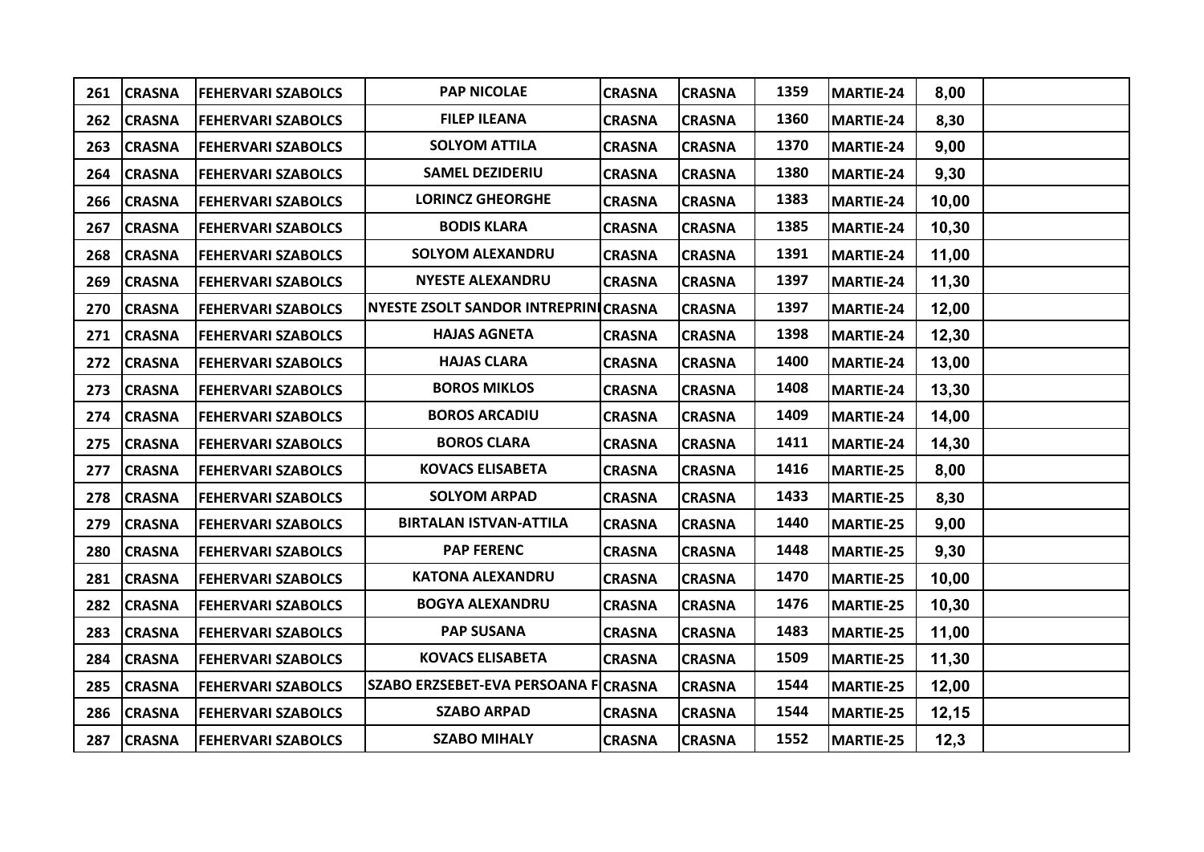| 261 | CRASNA | FEHERVARI SZABOLCS | PAP NICOLAE | CRASNA | CRASNA | 1359 | MARTIE-24 | 8,00 | |
|---|---|---|---|---|---|---|---|---|---|
| 262 | CRASNA | FEHERVARI SZABOLCS | FILEP ILEANA | CRASNA | CRASNA | 1360 | MARTIE-24 | 8,30 | |
| 263 | CRASNA | FEHERVARI SZABOLCS | SOLYOM ATTILA | CRASNA | CRASNA | 1370 | MARTIE-24 | 9,00 | |
| 264 | CRASNA | FEHERVARI SZABOLCS | SAMEL DEZIDERIU | CRASNA | CRASNA | 1380 | MARTIE-24 | 9,30 | |
| 266 | CRASNA | FEHERVARI SZABOLCS | LORINCZ GHEORGHE | CRASNA | CRASNA | 1383 | MARTIE-24 | 10,00 | |
| 267 | CRASNA | FEHERVARI SZABOLCS | BODIS KLARA | CRASNA | CRASNA | 1385 | MARTIE-24 | 10,30 | |
| 268 | CRASNA | FEHERVARI SZABOLCS | SOLYOM ALEXANDRU | CRASNA | CRASNA | 1391 | MARTIE-24 | 11,00 | |
| 269 | CRASNA | FEHERVARI SZABOLCS | NYESTE ALEXANDRU | CRASNA | CRASNA | 1397 | MARTIE-24 | 11,30 | |
| 270 | CRASNA | FEHERVARI SZABOLCS | NYESTE ZSOLT SANDOR INTREPRINI | CRASNA | CRASNA | 1397 | MARTIE-24 | 12,00 | |
| 271 | CRASNA | FEHERVARI SZABOLCS | HAJAS AGNETA | CRASNA | CRASNA | 1398 | MARTIE-24 | 12,30 | |
| 272 | CRASNA | FEHERVARI SZABOLCS | HAJAS CLARA | CRASNA | CRASNA | 1400 | MARTIE-24 | 13,00 | |
| 273 | CRASNA | FEHERVARI SZABOLCS | BOROS MIKLOS | CRASNA | CRASNA | 1408 | MARTIE-24 | 13,30 | |
| 274 | CRASNA | FEHERVARI SZABOLCS | BOROS ARCADIU | CRASNA | CRASNA | 1409 | MARTIE-24 | 14,00 | |
| 275 | CRASNA | FEHERVARI SZABOLCS | BOROS CLARA | CRASNA | CRASNA | 1411 | MARTIE-24 | 14,30 | |
| 277 | CRASNA | FEHERVARI SZABOLCS | KOVACS ELISABETA | CRASNA | CRASNA | 1416 | MARTIE-25 | 8,00 | |
| 278 | CRASNA | FEHERVARI SZABOLCS | SOLYOM ARPAD | CRASNA | CRASNA | 1433 | MARTIE-25 | 8,30 | |
| 279 | CRASNA | FEHERVARI SZABOLCS | BIRTALAN ISTVAN-ATTILA | CRASNA | CRASNA | 1440 | MARTIE-25 | 9,00 | |
| 280 | CRASNA | FEHERVARI SZABOLCS | PAP FERENC | CRASNA | CRASNA | 1448 | MARTIE-25 | 9,30 | |
| 281 | CRASNA | FEHERVARI SZABOLCS | KATONA ALEXANDRU | CRASNA | CRASNA | 1470 | MARTIE-25 | 10,00 | |
| 282 | CRASNA | FEHERVARI SZABOLCS | BOGYA ALEXANDRU | CRASNA | CRASNA | 1476 | MARTIE-25 | 10,30 | |
| 283 | CRASNA | FEHERVARI SZABOLCS | PAP SUSANA | CRASNA | CRASNA | 1483 | MARTIE-25 | 11,00 | |
| 284 | CRASNA | FEHERVARI SZABOLCS | KOVACS ELISABETA | CRASNA | CRASNA | 1509 | MARTIE-25 | 11,30 | |
| 285 | CRASNA | FEHERVARI SZABOLCS | SZABO ERZSEBET-EVA PERSOANA F | CRASNA | CRASNA | 1544 | MARTIE-25 | 12,00 | |
| 286 | CRASNA | FEHERVARI SZABOLCS | SZABO ARPAD | CRASNA | CRASNA | 1544 | MARTIE-25 | 12,15 | |
| 287 | CRASNA | FEHERVARI SZABOLCS | SZABO MIHALY | CRASNA | CRASNA | 1552 | MARTIE-25 | 12,3 | |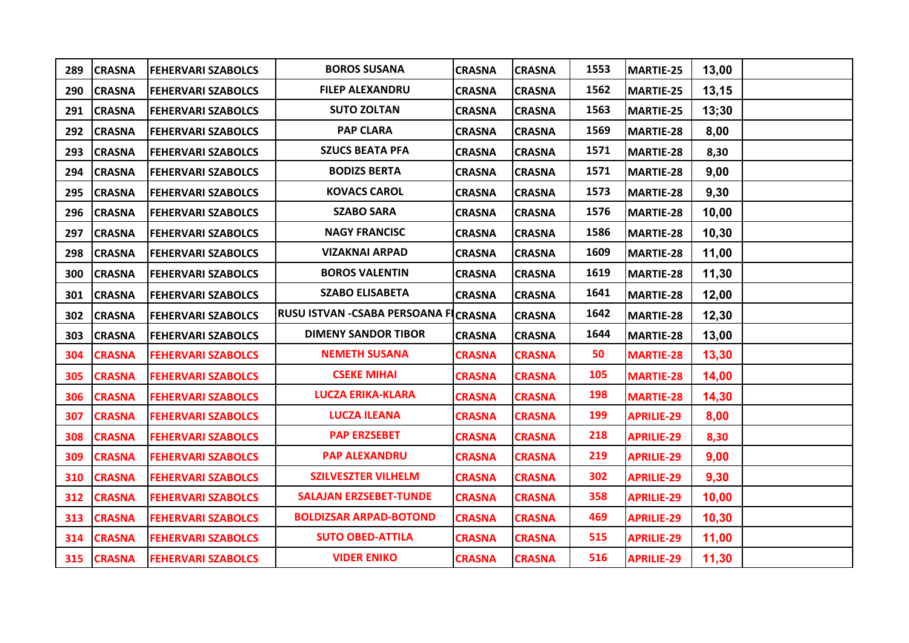| 289 | CRASNA | FEHERVARI SZABOLCS | BOROS SUSANA | CRASNA | CRASNA | 1553 | MARTIE-25 | 13,00 | |
|---|---|---|---|---|---|---|---|---|---|
| 290 | CRASNA | FEHERVARI SZABOLCS | FILEP ALEXANDRU | CRASNA | CRASNA | 1562 | MARTIE-25 | 13,15 | |
| 291 | CRASNA | FEHERVARI SZABOLCS | SUTO ZOLTAN | CRASNA | CRASNA | 1563 | MARTIE-25 | 13;30 | |
| 292 | CRASNA | FEHERVARI SZABOLCS | PAP CLARA | CRASNA | CRASNA | 1569 | MARTIE-28 | 8,00 | |
| 293 | CRASNA | FEHERVARI SZABOLCS | SZUCS BEATA PFA | CRASNA | CRASNA | 1571 | MARTIE-28 | 8,30 | |
| 294 | CRASNA | FEHERVARI SZABOLCS | BODIZS BERTA | CRASNA | CRASNA | 1571 | MARTIE-28 | 9,00 | |
| 295 | CRASNA | FEHERVARI SZABOLCS | KOVACS CAROL | CRASNA | CRASNA | 1573 | MARTIE-28 | 9,30 | |
| 296 | CRASNA | FEHERVARI SZABOLCS | SZABO SARA | CRASNA | CRASNA | 1576 | MARTIE-28 | 10,00 | |
| 297 | CRASNA | FEHERVARI SZABOLCS | NAGY FRANCISC | CRASNA | CRASNA | 1586 | MARTIE-28 | 10,30 | |
| 298 | CRASNA | FEHERVARI SZABOLCS | VIZAKNAI ARPAD | CRASNA | CRASNA | 1609 | MARTIE-28 | 11,00 | |
| 300 | CRASNA | FEHERVARI SZABOLCS | BOROS VALENTIN | CRASNA | CRASNA | 1619 | MARTIE-28 | 11,30 | |
| 301 | CRASNA | FEHERVARI SZABOLCS | SZABO ELISABETA | CRASNA | CRASNA | 1641 | MARTIE-28 | 12,00 | |
| 302 | CRASNA | FEHERVARI SZABOLCS | RUSU ISTVAN -CSABA PERSOANA FI | CRASNA | CRASNA | 1642 | MARTIE-28 | 12,30 | |
| 303 | CRASNA | FEHERVARI SZABOLCS | DIMENY SANDOR TIBOR | CRASNA | CRASNA | 1644 | MARTIE-28 | 13,00 | |
| 304 | CRASNA | FEHERVARI SZABOLCS | NEMETH SUSANA | CRASNA | CRASNA | 50 | MARTIE-28 | 13,30 | |
| 305 | CRASNA | FEHERVARI SZABOLCS | CSEKE MIHAI | CRASNA | CRASNA | 105 | MARTIE-28 | 14,00 | |
| 306 | CRASNA | FEHERVARI SZABOLCS | LUCZA ERIKA-KLARA | CRASNA | CRASNA | 198 | MARTIE-28 | 14,30 | |
| 307 | CRASNA | FEHERVARI SZABOLCS | LUCZA ILEANA | CRASNA | CRASNA | 199 | APRILIE-29 | 8,00 | |
| 308 | CRASNA | FEHERVARI SZABOLCS | PAP ERZSEBET | CRASNA | CRASNA | 218 | APRILIE-29 | 8,30 | |
| 309 | CRASNA | FEHERVARI SZABOLCS | PAP ALEXANDRU | CRASNA | CRASNA | 219 | APRILIE-29 | 9,00 | |
| 310 | CRASNA | FEHERVARI SZABOLCS | SZILVESZTER VILHELM | CRASNA | CRASNA | 302 | APRILIE-29 | 9,30 | |
| 312 | CRASNA | FEHERVARI SZABOLCS | SALAJAN ERZSEBET-TUNDE | CRASNA | CRASNA | 358 | APRILIE-29 | 10,00 | |
| 313 | CRASNA | FEHERVARI SZABOLCS | BOLDIZSAR ARPAD-BOTOND | CRASNA | CRASNA | 469 | APRILIE-29 | 10,30 | |
| 314 | CRASNA | FEHERVARI SZABOLCS | SUTO OBED-ATTILA | CRASNA | CRASNA | 515 | APRILIE-29 | 11,00 | |
| 315 | CRASNA | FEHERVARI SZABOLCS | VIDER ENIKO | CRASNA | CRASNA | 516 | APRILIE-29 | 11,30 | |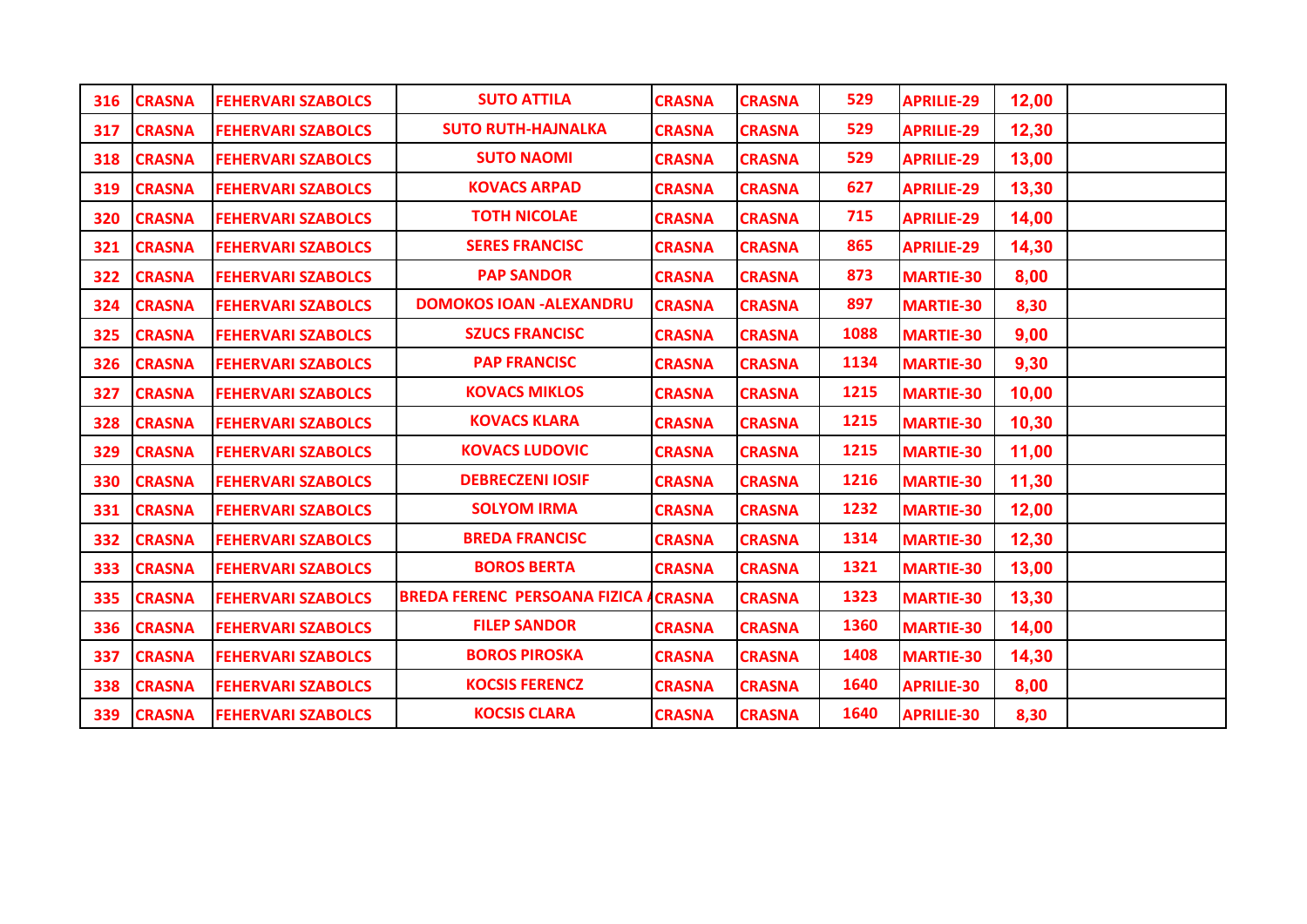| | | | | | | | | | |
|---|---|---|---|---|---|---|---|---|---|
| 316 | CRASNA | FEHERVARI SZABOLCS | SUTO ATTILA | CRASNA | CRASNA | 529 | APRILIE-29 | 12,00 | |
| 317 | CRASNA | FEHERVARI SZABOLCS | SUTO RUTH-HAJNALKA | CRASNA | CRASNA | 529 | APRILIE-29 | 12,30 | |
| 318 | CRASNA | FEHERVARI SZABOLCS | SUTO NAOMI | CRASNA | CRASNA | 529 | APRILIE-29 | 13,00 | |
| 319 | CRASNA | FEHERVARI SZABOLCS | KOVACS ARPAD | CRASNA | CRASNA | 627 | APRILIE-29 | 13,30 | |
| 320 | CRASNA | FEHERVARI SZABOLCS | TOTH NICOLAE | CRASNA | CRASNA | 715 | APRILIE-29 | 14,00 | |
| 321 | CRASNA | FEHERVARI SZABOLCS | SERES FRANCISC | CRASNA | CRASNA | 865 | APRILIE-29 | 14,30 | |
| 322 | CRASNA | FEHERVARI SZABOLCS | PAP SANDOR | CRASNA | CRASNA | 873 | MARTIE-30 | 8,00 | |
| 324 | CRASNA | FEHERVARI SZABOLCS | DOMOKOS IOAN -ALEXANDRU | CRASNA | CRASNA | 897 | MARTIE-30 | 8,30 | |
| 325 | CRASNA | FEHERVARI SZABOLCS | SZUCS FRANCISC | CRASNA | CRASNA | 1088 | MARTIE-30 | 9,00 | |
| 326 | CRASNA | FEHERVARI SZABOLCS | PAP FRANCISC | CRASNA | CRASNA | 1134 | MARTIE-30 | 9,30 | |
| 327 | CRASNA | FEHERVARI SZABOLCS | KOVACS MIKLOS | CRASNA | CRASNA | 1215 | MARTIE-30 | 10,00 | |
| 328 | CRASNA | FEHERVARI SZABOLCS | KOVACS KLARA | CRASNA | CRASNA | 1215 | MARTIE-30 | 10,30 | |
| 329 | CRASNA | FEHERVARI SZABOLCS | KOVACS LUDOVIC | CRASNA | CRASNA | 1215 | MARTIE-30 | 11,00 | |
| 330 | CRASNA | FEHERVARI SZABOLCS | DEBRECZENI IOSIF | CRASNA | CRASNA | 1216 | MARTIE-30 | 11,30 | |
| 331 | CRASNA | FEHERVARI SZABOLCS | SOLYOM IRMA | CRASNA | CRASNA | 1232 | MARTIE-30 | 12,00 | |
| 332 | CRASNA | FEHERVARI SZABOLCS | BREDA FRANCISC | CRASNA | CRASNA | 1314 | MARTIE-30 | 12,30 | |
| 333 | CRASNA | FEHERVARI SZABOLCS | BOROS BERTA | CRASNA | CRASNA | 1321 | MARTIE-30 | 13,00 | |
| 335 | CRASNA | FEHERVARI SZABOLCS | BREDA FERENC PERSOANA FIZICA A | CRASNA | CRASNA | 1323 | MARTIE-30 | 13,30 | |
| 336 | CRASNA | FEHERVARI SZABOLCS | FILEP SANDOR | CRASNA | CRASNA | 1360 | MARTIE-30 | 14,00 | |
| 337 | CRASNA | FEHERVARI SZABOLCS | BOROS PIROSKA | CRASNA | CRASNA | 1408 | MARTIE-30 | 14,30 | |
| 338 | CRASNA | FEHERVARI SZABOLCS | KOCSIS FERENCZ | CRASNA | CRASNA | 1640 | APRILIE-30 | 8,00 | |
| 339 | CRASNA | FEHERVARI SZABOLCS | KOCSIS CLARA | CRASNA | CRASNA | 1640 | APRILIE-30 | 8,30 | |